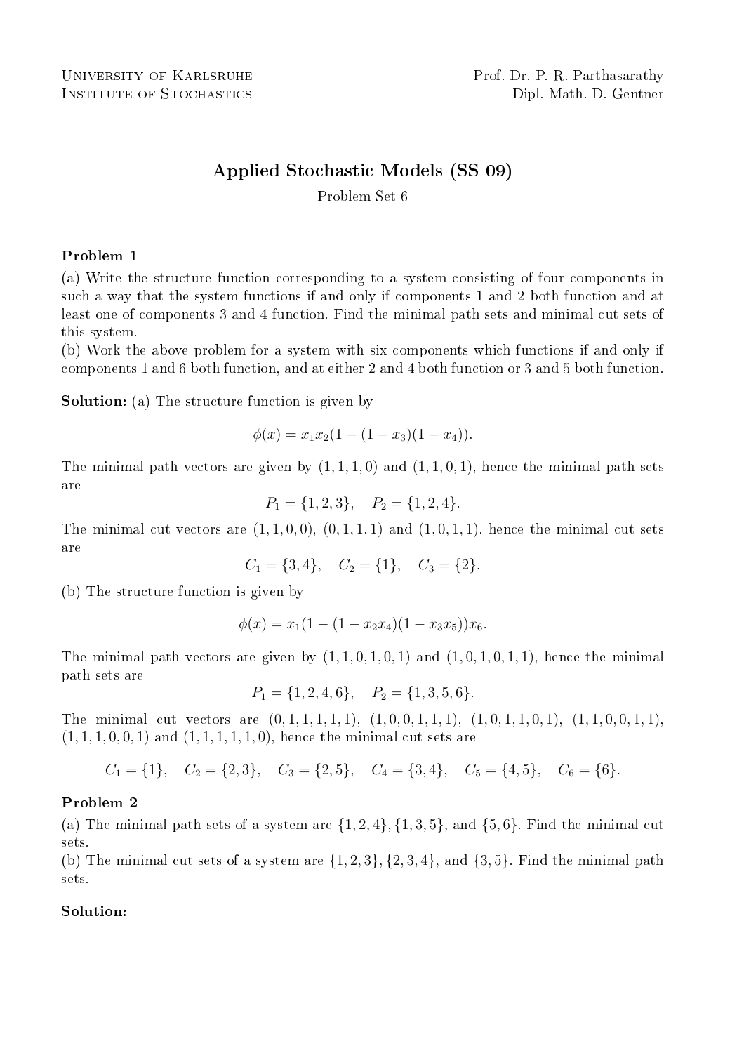University of Karlsruhe
Institute of Stochastics

Prof. Dr. P. R. Parthasarathy
Dipl.-Math. D. Gentner

# Applied Stochastic Models (SS 09)

Problem Set 6

### Problem 1

(a) Write the structure function corresponding to a system consisting of four components in such a way that the system functions if and only if components 1 and 2 both function and at least one of components 3 and 4 function. Find the minimal path sets and minimal cut sets of this system.

(b) Work the above problem for a system with six components which functions if and only if components 1 and 6 both function, and at either 2 and 4 both function or 3 and 5 both function.

**Solution:** (a) The structure function is given by

$$\phi(x) = x_1 x_2 (1 - (1 - x_3)(1 - x_4)).$$

The minimal path vectors are given by $(1, 1, 1, 0)$ and $(1, 1, 0, 1)$, hence the minimal path sets are

$$P_1 = \{1, 2, 3\}, \quad P_2 = \{1, 2, 4\}.$$

The minimal cut vectors are $(1, 1, 0, 0)$, $(0, 1, 1, 1)$ and $(1, 0, 1, 1)$, hence the minimal cut sets are

$$C_1 = \{3, 4\}, \quad C_2 = \{1\}, \quad C_3 = \{2\}.$$

(b) The structure function is given by

$$\phi(x) = x_1 (1 - (1 - x_2 x_4)(1 - x_3 x_5)) x_6.$$

The minimal path vectors are given by $(1, 1, 0, 1, 0, 1)$ and $(1, 0, 1, 0, 1, 1)$, hence the minimal path sets are

$$P_1 = \{1, 2, 4, 6\}, \quad P_2 = \{1, 3, 5, 6\}.$$

The minimal cut vectors are $(0, 1, 1, 1, 1, 1)$, $(1, 0, 0, 1, 1, 1)$, $(1, 0, 1, 1, 0, 1)$, $(1, 1, 0, 0, 1, 1)$, $(1, 1, 1, 0, 0, 1)$ and $(1, 1, 1, 1, 1, 0)$, hence the minimal cut sets are

$$C_1 = \{1\}, \quad C_2 = \{2, 3\}, \quad C_3 = \{2, 5\}, \quad C_4 = \{3, 4\}, \quad C_5 = \{4, 5\}, \quad C_6 = \{6\}.$$

### Problem 2

(a) The minimal path sets of a system are $\{1, 2, 4\}, \{1, 3, 5\}$, and $\{5, 6\}$. Find the minimal cut sets.

(b) The minimal cut sets of a system are $\{1, 2, 3\}, \{2, 3, 4\}$, and $\{3, 5\}$. Find the minimal path sets.

**Solution:**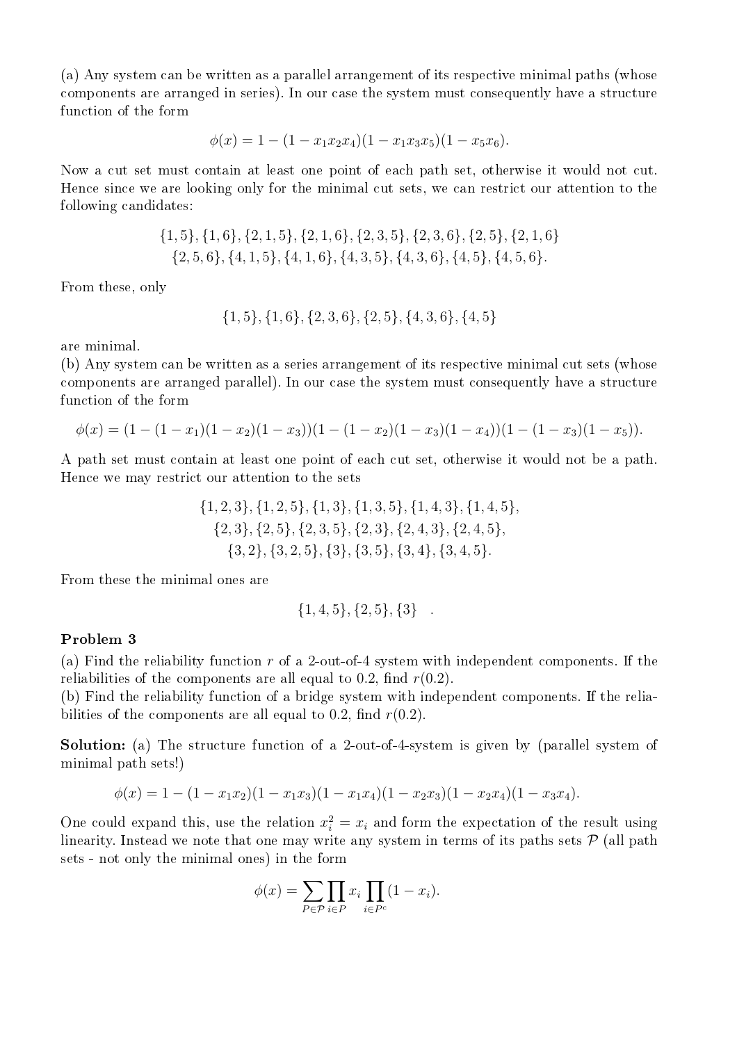(a) Any system can be written as a parallel arrangement of its respective minimal paths (whose components are arranged in series). In our case the system must consequently have a structure function of the form

$$\phi(x) = 1 - (1 - x_1x_2x_4)(1 - x_1x_3x_5)(1 - x_5x_6).$$

Now a cut set must contain at least one point of each path set, otherwise it would not cut. Hence since we are looking only for the minimal cut sets, we can restrict our attention to the following candidates:

$$\{1,5\}, \{1,6\}, \{2,1,5\}, \{2,1,6\}, \{2,3,5\}, \{2,3,6\}, \{2,5\}, \{2,1,6\}$$
$$\{2,5,6\}, \{4,1,5\}, \{4,1,6\}, \{4,3,5\}, \{4,3,6\}, \{4,5\}, \{4,5,6\}.$$

From these, only

$$\{1,5\}, \{1,6\}, \{2,3,6\}, \{2,5\}, \{4,3,6\}, \{4,5\}$$

are minimal.

(b) Any system can be written as a series arrangement of its respective minimal cut sets (whose components are arranged parallel). In our case the system must consequently have a structure function of the form

$$\phi(x) = (1-(1-x_1)(1-x_2)(1-x_3))(1-(1-x_2)(1-x_3)(1-x_4))(1-(1-x_3)(1-x_5)).$$

A path set must contain at least one point of each cut set, otherwise it would not be a path. Hence we may restrict our attention to the sets

$$\{1,2,3\}, \{1,2,5\}, \{1,3\}, \{1,3,5\}, \{1,4,3\}, \{1,4,5\},$$
$$\{2,3\}, \{2,5\}, \{2,3,5\}, \{2,3\}, \{2,4,3\}, \{2,4,5\},$$
$$\{3,2\}, \{3,2,5\}, \{3\}, \{3,5\}, \{3,4\}, \{3,4,5\}.$$

From these the minimal ones are

$$\{1,4,5\}, \{2,5\}, \{3\} \quad .$$

**Problem 3**

(a) Find the reliability function $r$ of a 2-out-of-4 system with independent components. If the reliabilities of the components are all equal to 0.2, find $r(0.2)$.

(b) Find the reliability function of a bridge system with independent components. If the reliabilities of the components are all equal to 0.2, find $r(0.2)$.

**Solution:** (a) The structure function of a 2-out-of-4-system is given by (parallel system of minimal path sets!)

$$\phi(x) = 1 - (1 - x_1x_2)(1 - x_1x_3)(1 - x_1x_4)(1 - x_2x_3)(1 - x_2x_4)(1 - x_3x_4).$$

One could expand this, use the relation $x_i^2 = x_i$ and form the expectation of the result using linearity. Instead we note that one may write any system in terms of its paths sets $\mathcal{P}$ (all path sets - not only the minimal ones) in the form

$$\phi(x) = \sum_{P \in \mathcal{P}} \prod_{i \in P} x_i \prod_{i \in P^c} (1 - x_i).$$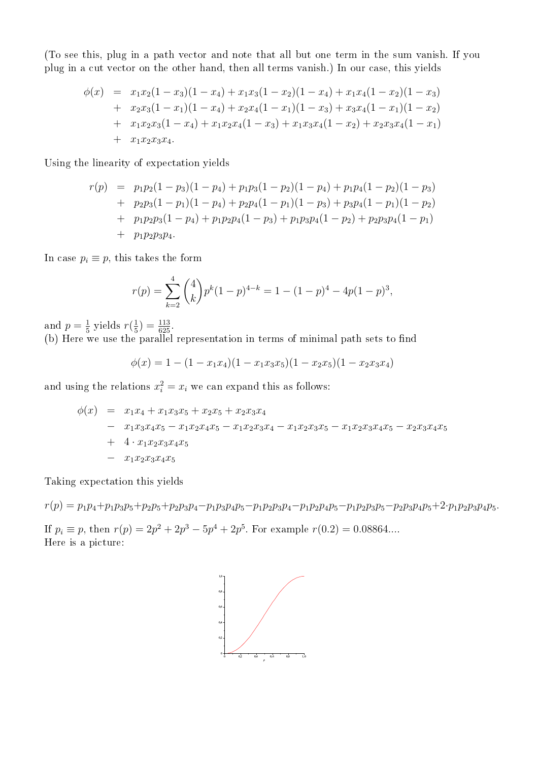(To see this, plug in a path vector and note that all but one term in the sum vanish. If you plug in a cut vector on the other hand, then all terms vanish.) In our case, this yields

$$
\begin{aligned}
\phi(x) &= x_1x_2(1-x_3)(1-x_4) + x_1x_3(1-x_2)(1-x_4) + x_1x_4(1-x_2)(1-x_3) \\
&+ x_2x_3(1-x_1)(1-x_4) + x_2x_4(1-x_1)(1-x_3) + x_3x_4(1-x_1)(1-x_2) \\
&+ x_1x_2x_3(1-x_4) + x_1x_2x_4(1-x_3) + x_1x_3x_4(1-x_2) + x_2x_3x_4(1-x_1) \\
&+ x_1x_2x_3x_4.
\end{aligned}
$$

Using the linearity of expectation yields

$$
\begin{aligned}
r(p) &= p_1p_2(1-p_3)(1-p_4) + p_1p_3(1-p_2)(1-p_4) + p_1p_4(1-p_2)(1-p_3) \\
&+ p_2p_3(1-p_1)(1-p_4) + p_2p_4(1-p_1)(1-p_3) + p_3p_4(1-p_1)(1-p_2) \\
&+ p_1p_2p_3(1-p_4) + p_1p_2p_4(1-p_3) + p_1p_3p_4(1-p_2) + p_2p_3p_4(1-p_1) \\
&+ p_1p_2p_3p_4.
\end{aligned}
$$

In case $p_i \equiv p$, this takes the form

$$
r(p) = \sum_{k=2}^{4} \binom{4}{k} p^k (1-p)^{4-k} = 1 - (1-p)^4 - 4p(1-p)^3,
$$

and $p = \frac{1}{5}$ yields $r(\frac{1}{5}) = \frac{113}{625}$.

(b) Here we use the parallel representation in terms of minimal path sets to find

$$
\phi(x) = 1 - (1 - x_1x_4)(1 - x_1x_3x_5)(1 - x_2x_5)(1 - x_2x_3x_4)
$$

and using the relations $x_i^2 = x_i$ we can expand this as follows:

$$
\begin{aligned}
\phi(x) &= x_1x_4 + x_1x_3x_5 + x_2x_5 + x_2x_3x_4 \\
&- x_1x_3x_4x_5 - x_1x_2x_4x_5 - x_1x_2x_3x_4 - x_1x_2x_3x_5 - x_1x_2x_3x_4x_5 - x_2x_3x_4x_5 \\
&+ 4 \cdot x_1x_2x_3x_4x_5 \\
&- x_1x_2x_3x_4x_5
\end{aligned}
$$

Taking expectation this yields

$$
r(p) = p_1p_4 + p_1p_3p_5 + p_2p_5 + p_2p_3p_4 - p_1p_3p_4p_5 - p_1p_2p_3p_4 - p_1p_2p_4p_5 - p_1p_2p_3p_5 - p_2p_3p_4p_5 + 2 \cdot p_1p_2p_3p_4p_5.
$$

If $p_i \equiv p$, then $r(p) = 2p^2 + 2p^3 - 5p^4 + 2p^5$. For example $r(0.2) = 0.08864....$

Here is a picture: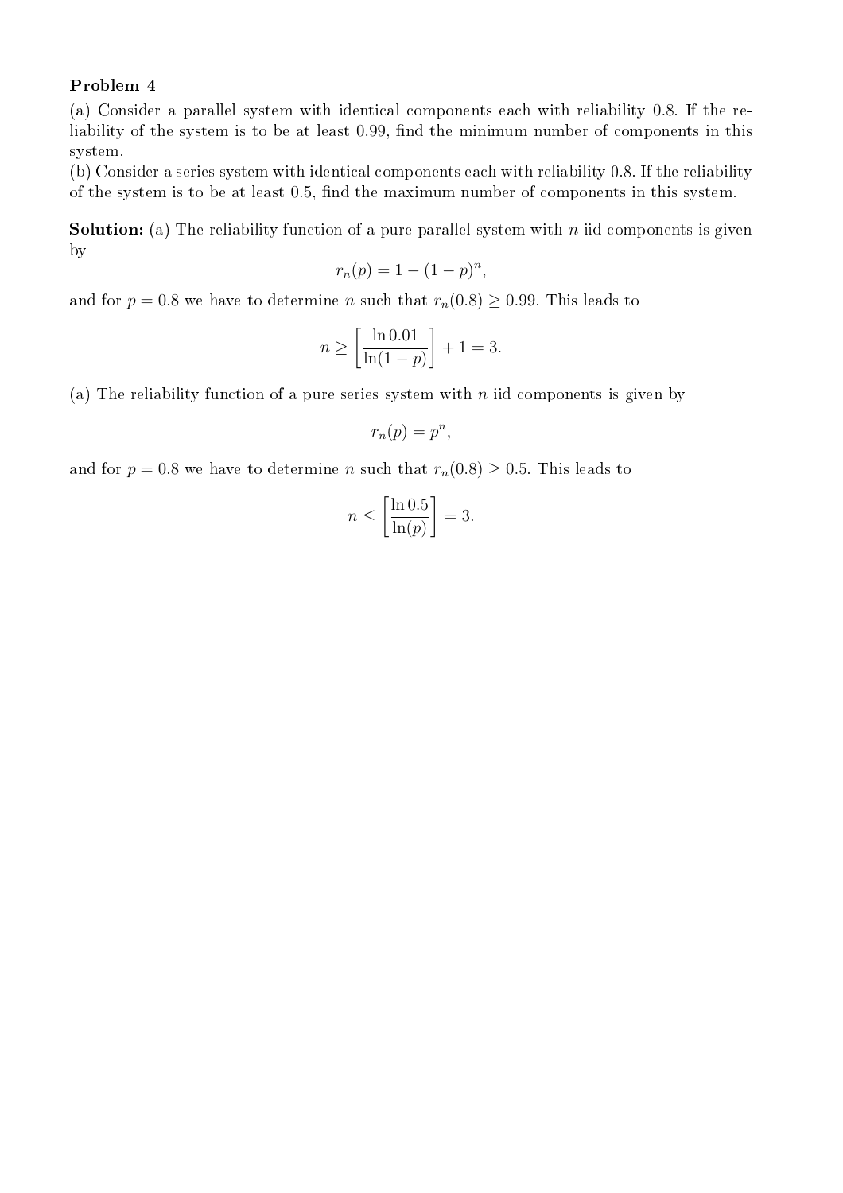**Problem 4**

(a) Consider a parallel system with identical components each with reliability 0.8. If the reliability of the system is to be at least 0.99, find the minimum number of components in this system.
(b) Consider a series system with identical components each with reliability 0.8. If the reliability of the system is to be at least 0.5, find the maximum number of components in this system.

**Solution:** (a) The reliability function of a pure parallel system with $n$ iid components is given by

$$r_n(p) = 1 - (1-p)^n,$$

and for $p = 0.8$ we have to determine $n$ such that $r_n(0.8) \geq 0.99$. This leads to

$$n \geq \left[ \frac{\ln 0.01}{\ln(1-p)} \right] + 1 = 3.$$

(a) The reliability function of a pure series system with $n$ iid components is given by

$$r_n(p) = p^n,$$

and for $p = 0.8$ we have to determine $n$ such that $r_n(0.8) \geq 0.5$. This leads to

$$n \leq \left[ \frac{\ln 0.5}{\ln(p)} \right] = 3.$$